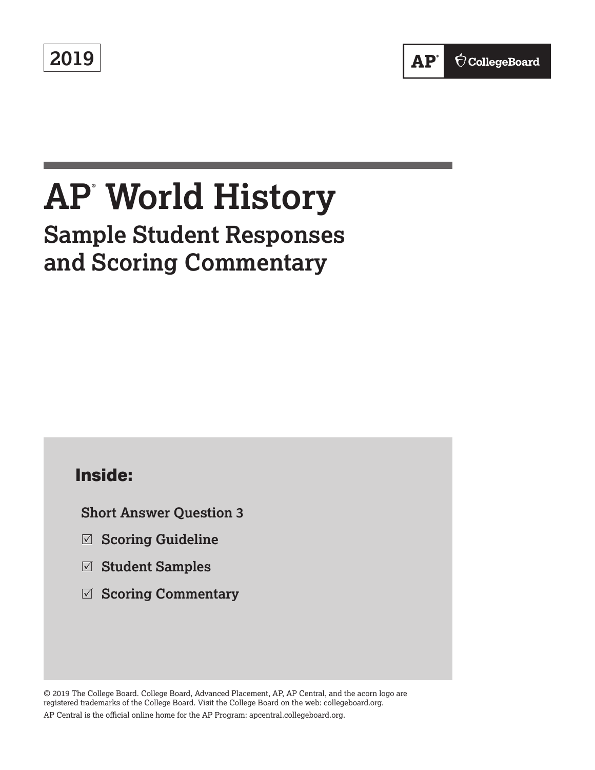2019

AP® CollegeBoard

# AP® World History

## Sample Student Responses and Scoring Commentary

### Inside:

Short Answer Question 3

- ☑ Scoring Guideline
- ☑ Student Samples
- ☑ Scoring Commentary

© 2019 The College Board. College Board, Advanced Placement, AP, AP Central, and the acorn logo are registered trademarks of the College Board. Visit the College Board on the web: collegeboard.org.

AP Central is the official online home for the AP Program: apcentral.collegeboard.org.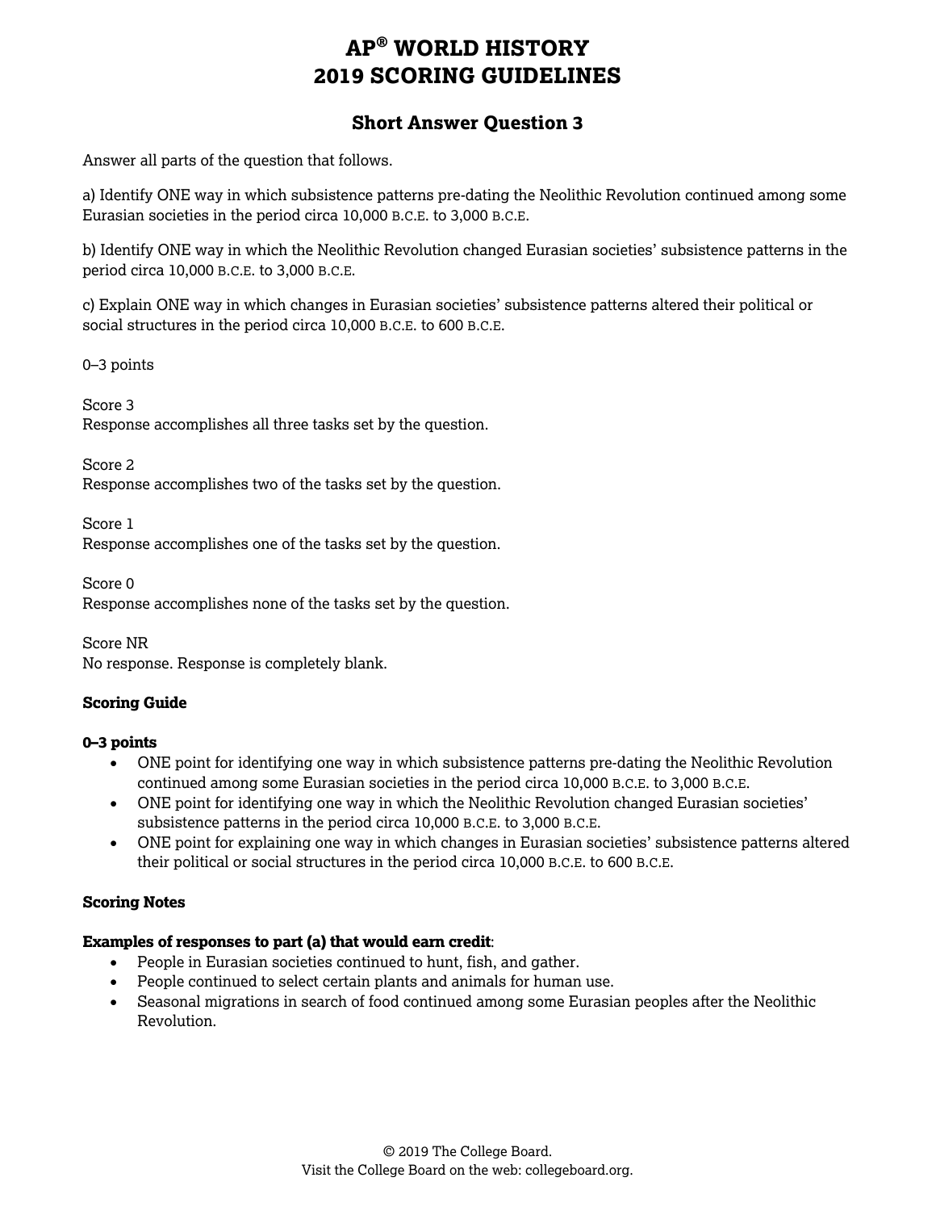# AP® WORLD HISTORY
# 2019 SCORING GUIDELINES

## Short Answer Question 3

Answer all parts of the question that follows.

a) Identify ONE way in which subsistence patterns pre-dating the Neolithic Revolution continued among some Eurasian societies in the period circa 10,000 B.C.E. to 3,000 B.C.E.

b) Identify ONE way in which the Neolithic Revolution changed Eurasian societies' subsistence patterns in the period circa 10,000 B.C.E. to 3,000 B.C.E.

c) Explain ONE way in which changes in Eurasian societies' subsistence patterns altered their political or social structures in the period circa 10,000 B.C.E. to 600 B.C.E.

0–3 points

Score 3
Response accomplishes all three tasks set by the question.

Score 2
Response accomplishes two of the tasks set by the question.

Score 1
Response accomplishes one of the tasks set by the question.

Score 0
Response accomplishes none of the tasks set by the question.

Score NR
No response. Response is completely blank.

**Scoring Guide**

**0–3 points**

- ONE point for identifying one way in which subsistence patterns pre-dating the Neolithic Revolution continued among some Eurasian societies in the period circa 10,000 B.C.E. to 3,000 B.C.E.
- ONE point for identifying one way in which the Neolithic Revolution changed Eurasian societies' subsistence patterns in the period circa 10,000 B.C.E. to 3,000 B.C.E.
- ONE point for explaining one way in which changes in Eurasian societies' subsistence patterns altered their political or social structures in the period circa 10,000 B.C.E. to 600 B.C.E.

**Scoring Notes**

**Examples of responses to part (a) that would earn credit**:

- People in Eurasian societies continued to hunt, fish, and gather.
- People continued to select certain plants and animals for human use.
- Seasonal migrations in search of food continued among some Eurasian peoples after the Neolithic Revolution.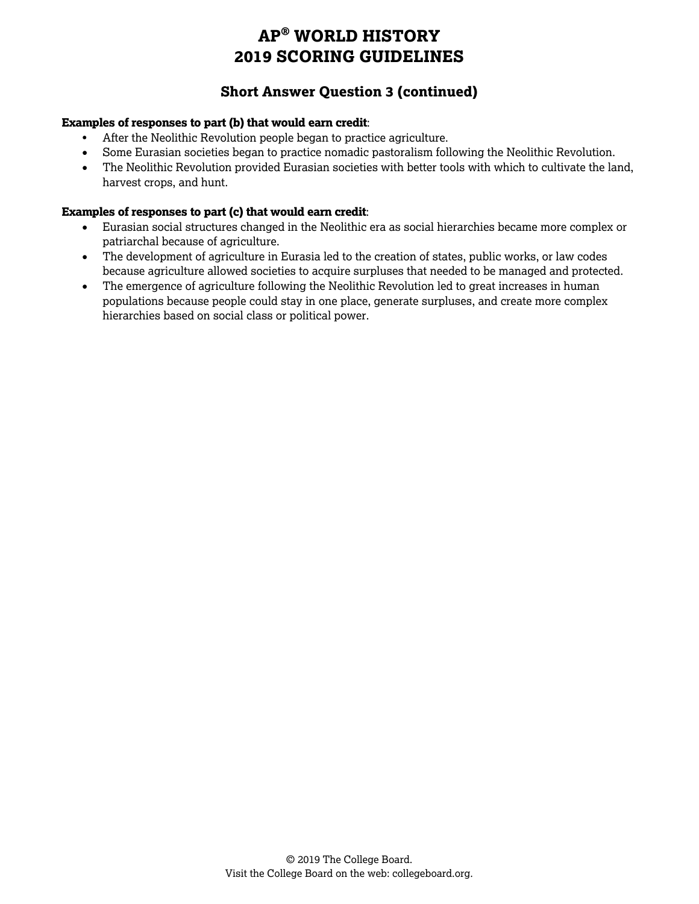## Short Answer Question 3 (continued)

**Examples of responses to part (b) that would earn credit**:

- After the Neolithic Revolution people began to practice agriculture.
- Some Eurasian societies began to practice nomadic pastoralism following the Neolithic Revolution.
- The Neolithic Revolution provided Eurasian societies with better tools with which to cultivate the land, harvest crops, and hunt.

**Examples of responses to part (c) that would earn credit**:

- Eurasian social structures changed in the Neolithic era as social hierarchies became more complex or patriarchal because of agriculture.
- The development of agriculture in Eurasia led to the creation of states, public works, or law codes because agriculture allowed societies to acquire surpluses that needed to be managed and protected.
- The emergence of agriculture following the Neolithic Revolution led to great increases in human populations because people could stay in one place, generate surpluses, and create more complex hierarchies based on social class or political power.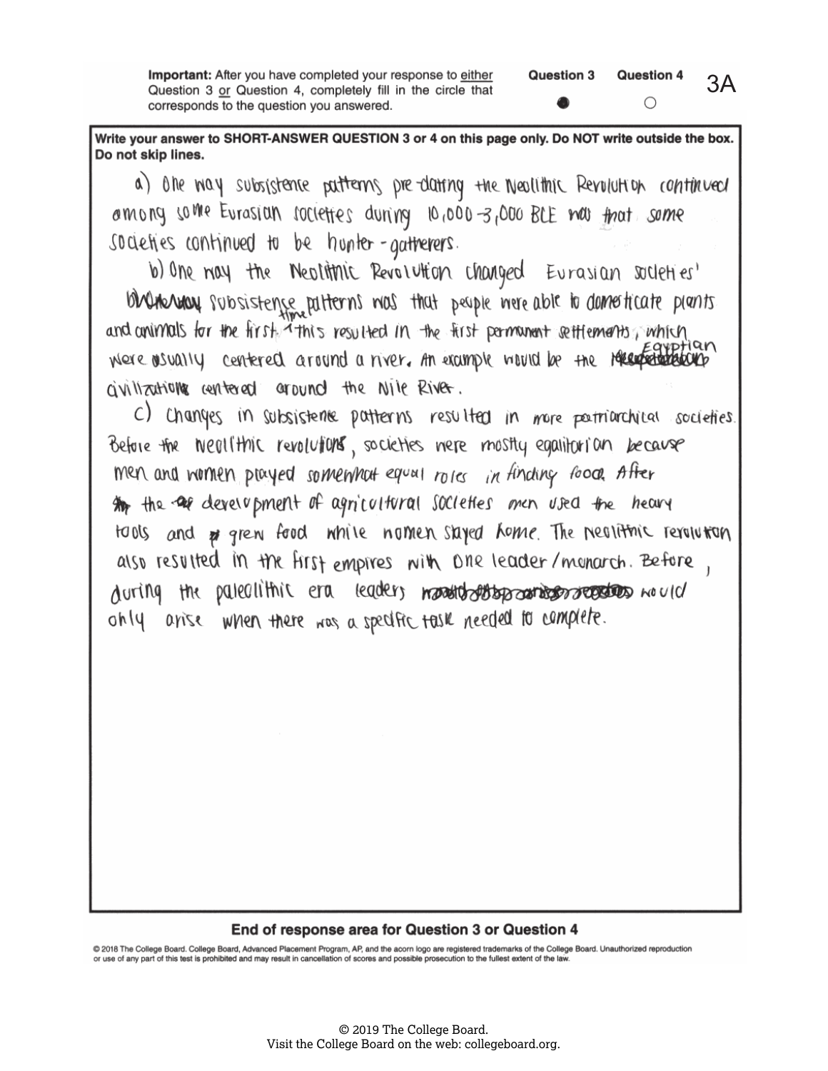**Important:** After you have completed your response to either Question 3 or Question 4, completely fill in the circle that corresponds to the question you answered.

Question 3 ● Question 4 ○

3A

**Write your answer to SHORT-ANSWER QUESTION 3 or 4 on this page only. Do NOT write outside the box. Do not skip lines.**

a) One way subsistence patterns pre-dating the Neolithic Revolution continued among some Eurasian societies during 10,000-3,000 BCE was that some societies continued to be hunter-gatherers.

b) One way the Neolithic Revolution changed Eurasian societies' subsistence patterns was that people were able to domesticate plants and animals for the first time. This resulted in the first permanent settlements, which were usually centered around a river. An example would be the Egyptian civilization centered around the Nile River.

c) Changes in subsistence patterns resulted in more patriarchical societies. Before the Neolithic revolutions, societies were mostly egalitarian because men and women played somewhat equal roles in finding food. After the development of agricultural societies men used the heavy tools and grew food while women stayed home. The Neolithic revolution also resulted in the first empires with one leader/monarch. Before, during the paleolithic era leaders would only arise when there was a specific task needed to complete.

**End of response area for Question 3 or Question 4**

© 2018 The College Board. College Board, Advanced Placement Program, AP, and the acorn logo are registered trademarks of the College Board. Unauthorized reproduction or use of any part of this test is prohibited and may result in cancellation of scores and possible prosecution to the fullest extent of the law.

© 2019 The College Board.
Visit the College Board on the web: collegeboard.org.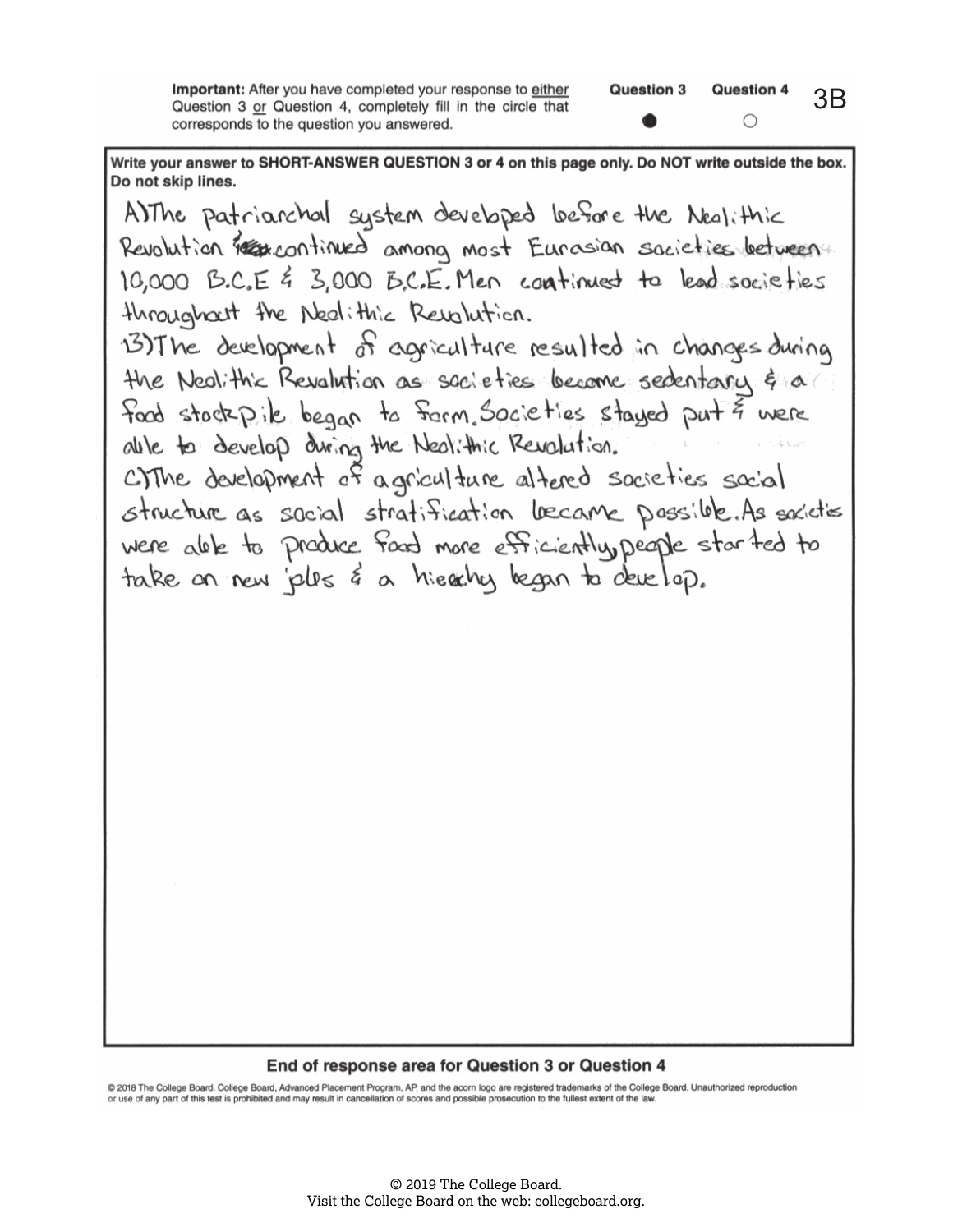**Important:** After you have completed your response to either Question 3 or Question 4, completely fill in the circle that corresponds to the question you answered.

Question 3 ● Question 4 ○

3B

**Write your answer to SHORT-ANSWER QUESTION 3 or 4 on this page only. Do NOT write outside the box. Do not skip lines.**

A)The patriarchal system developed before the Neolithic Revolution continued among most Eurasian societies between 10,000 B.C.E & 3,000 B.C.E. Men continued to lead societies throughout the Neolithic Revolution.

B)The development of agriculture resulted in changes during the Neolithic Revolution as societies became sedentary & a food stockpile began to form. Societies stayed put & were able to develop during the Neolithic Revolution.

C)The development of agriculture altered societies social structure as social stratification became possible. As societies were able to produce food more efficiently, people started to take on new jobs & a hiearchy began to develop.

**End of response area for Question 3 or Question 4**

© 2018 The College Board. College Board, Advanced Placement Program, AP, and the acorn logo are registered trademarks of the College Board. Unauthorized reproduction or use of any part of this test is prohibited and may result in cancellation of scores and possible prosecution to the fullest extent of the law.

© 2019 The College Board.
Visit the College Board on the web: collegeboard.org.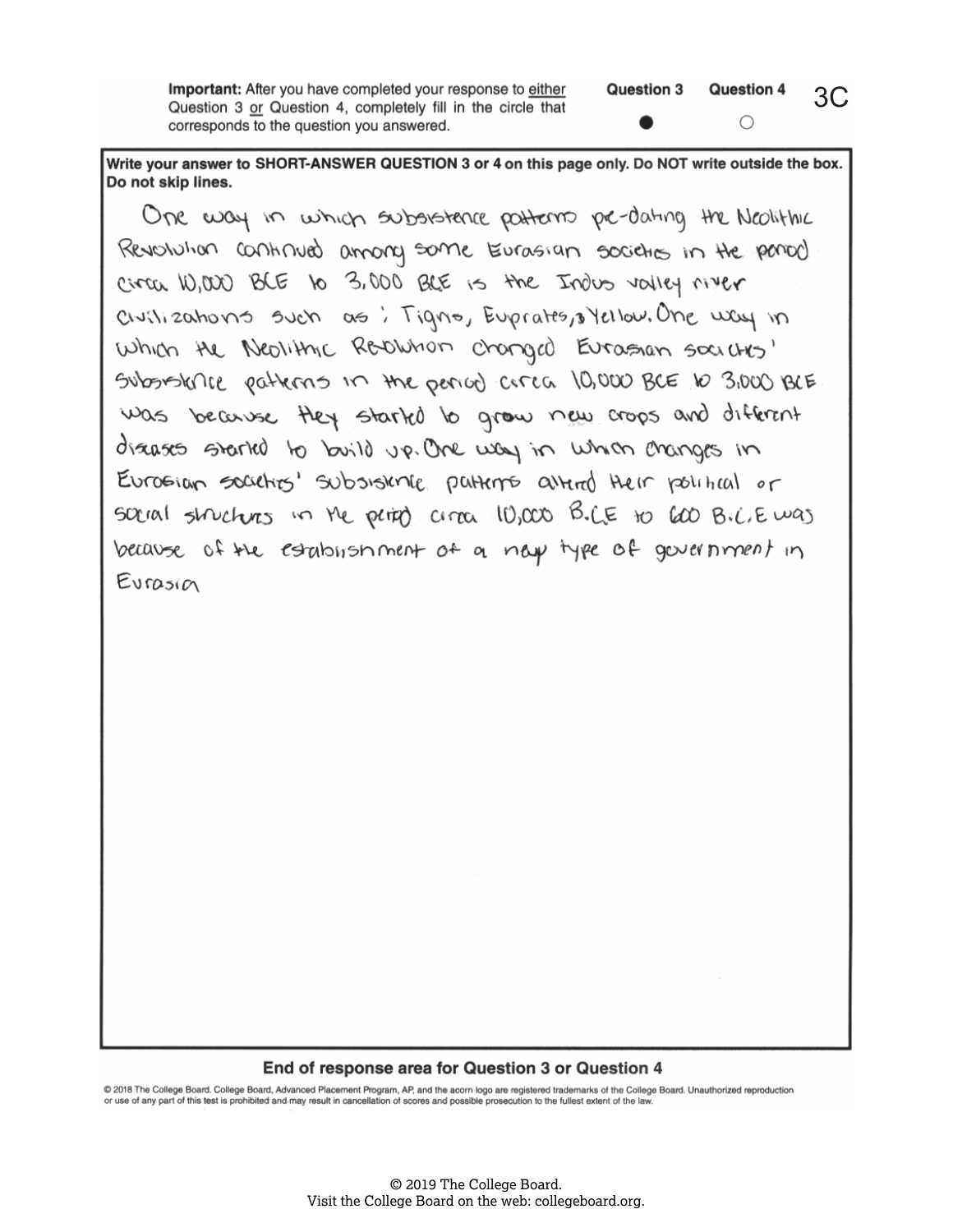**Important:** After you have completed your response to either Question 3 or Question 4, completely fill in the circle that corresponds to the question you answered.

Question 3 ● Question 4 ○

3C

**Write your answer to SHORT-ANSWER QUESTION 3 or 4 on this page only. Do NOT write outside the box. Do not skip lines.**

One way in which subsistence patterns pre-dating the Neolithic Revolution continued among some Eurasian societies in the period circa 10,000 BCE to 3,000 BCE is the Indus valley river civilizations such as ; Tigris, Euprates, & Yellow. One way in which the Neolithic Revolution changed Eurasian societies' subsistence patterns in the period circa 10,000 BCE to 3,000 BCE was because they started to grow new crops and different diseases started to build up. One way in which changes in Eurasian societies' subsistence patterns altered their political or social structures in the period circa 10,000 B.C.E to 600 B.C.E was because of the establishment of a new type of government in Eurasia

**End of response area for Question 3 or Question 4**

© 2018 The College Board. College Board, Advanced Placement Program, AP, and the acorn logo are registered trademarks of the College Board. Unauthorized reproduction or use of any part of this test is prohibited and may result in cancellation of scores and possible prosecution to the fullest extent of the law.

© 2019 The College Board.
Visit the College Board on the web: collegeboard.org.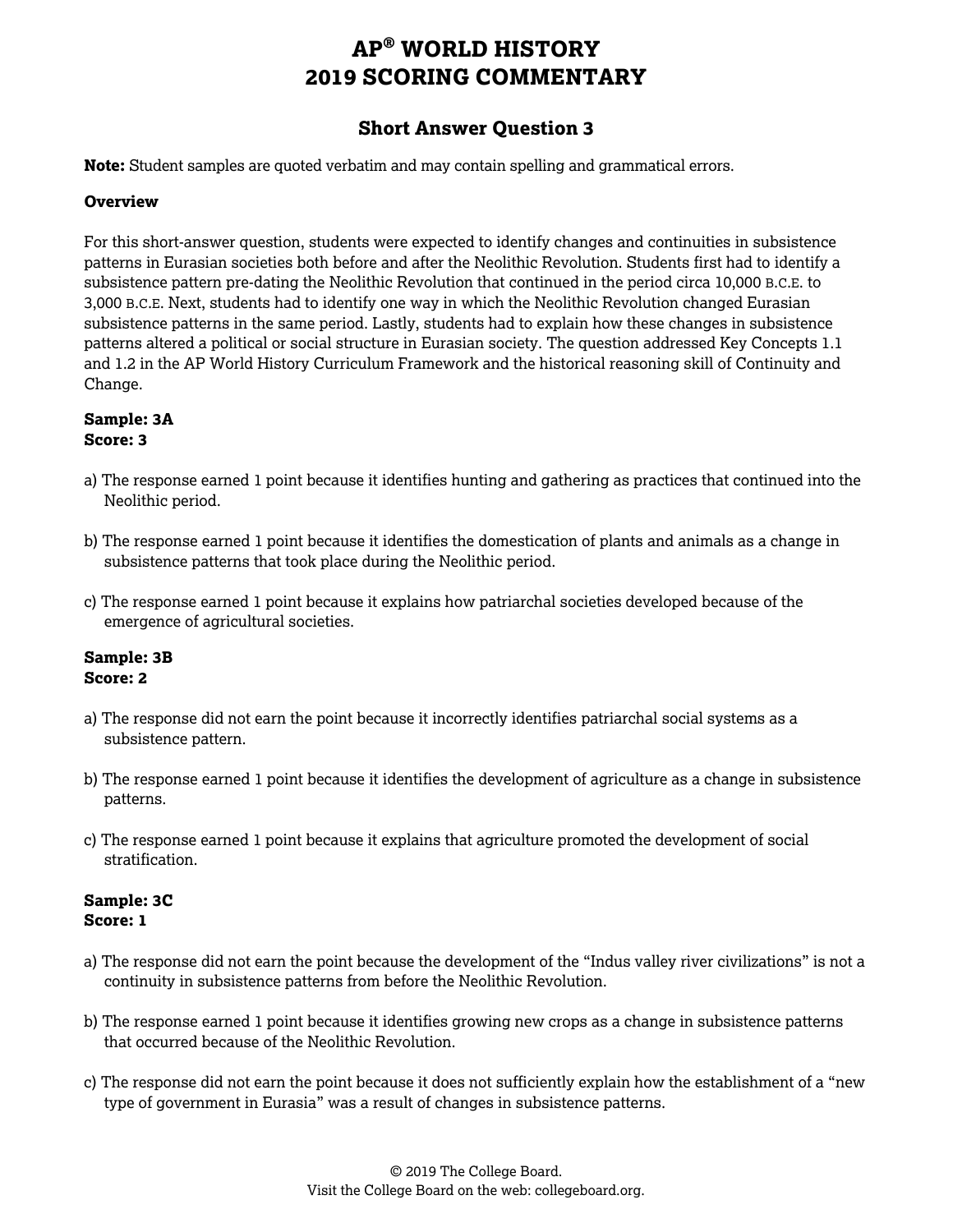# AP® WORLD HISTORY
# 2019 SCORING COMMENTARY

## Short Answer Question 3

**Note:** Student samples are quoted verbatim and may contain spelling and grammatical errors.

**Overview**

For this short-answer question, students were expected to identify changes and continuities in subsistence patterns in Eurasian societies both before and after the Neolithic Revolution. Students first had to identify a subsistence pattern pre-dating the Neolithic Revolution that continued in the period circa 10,000 B.C.E. to 3,000 B.C.E. Next, students had to identify one way in which the Neolithic Revolution changed Eurasian subsistence patterns in the same period. Lastly, students had to explain how these changes in subsistence patterns altered a political or social structure in Eurasian society. The question addressed Key Concepts 1.1 and 1.2 in the AP World History Curriculum Framework and the historical reasoning skill of Continuity and Change.

**Sample: 3A**
**Score: 3**

a) The response earned 1 point because it identifies hunting and gathering as practices that continued into the Neolithic period.

b) The response earned 1 point because it identifies the domestication of plants and animals as a change in subsistence patterns that took place during the Neolithic period.

c) The response earned 1 point because it explains how patriarchal societies developed because of the emergence of agricultural societies.

**Sample: 3B**
**Score: 2**

a) The response did not earn the point because it incorrectly identifies patriarchal social systems as a subsistence pattern.

b) The response earned 1 point because it identifies the development of agriculture as a change in subsistence patterns.

c) The response earned 1 point because it explains that agriculture promoted the development of social stratification.

**Sample: 3C**
**Score: 1**

a) The response did not earn the point because the development of the "Indus valley river civilizations" is not a continuity in subsistence patterns from before the Neolithic Revolution.

b) The response earned 1 point because it identifies growing new crops as a change in subsistence patterns that occurred because of the Neolithic Revolution.

c) The response did not earn the point because it does not sufficiently explain how the establishment of a "new type of government in Eurasia" was a result of changes in subsistence patterns.

© 2019 The College Board.
Visit the College Board on the web: collegeboard.org.